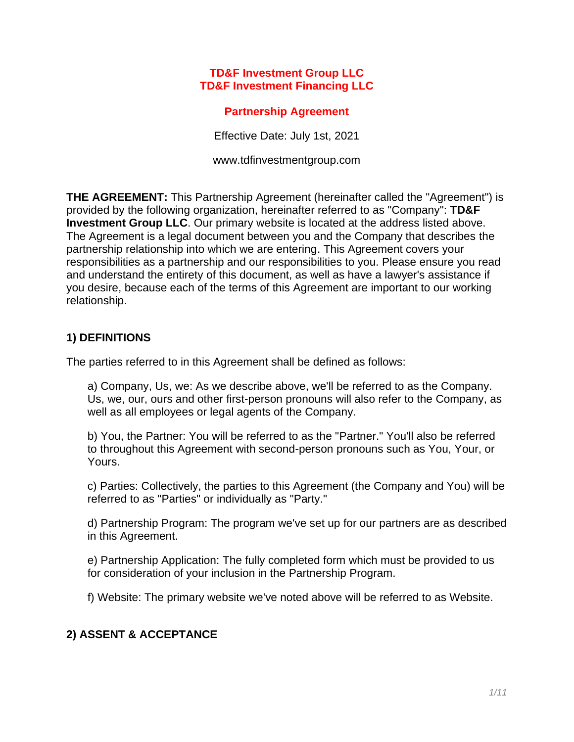**TD&F Investment Group LLC**
**TD&F Investment Financing LLC**

# Partnership Agreement

Effective Date: July 1st, 2021

www.tdfinvestmentgroup.com

**THE AGREEMENT:** This Partnership Agreement (hereinafter called the "Agreement") is provided by the following organization, hereinafter referred to as "Company": **TD&F Investment Group LLC**. Our primary website is located at the address listed above. The Agreement is a legal document between you and the Company that describes the partnership relationship into which we are entering. This Agreement covers your responsibilities as a partnership and our responsibilities to you. Please ensure you read and understand the entirety of this document, as well as have a lawyer's assistance if you desire, because each of the terms of this Agreement are important to our working relationship.

## 1) DEFINITIONS

The parties referred to in this Agreement shall be defined as follows:

a) Company, Us, we: As we describe above, we'll be referred to as the Company. Us, we, our, ours and other first-person pronouns will also refer to the Company, as well as all employees or legal agents of the Company.

b) You, the Partner: You will be referred to as the "Partner." You'll also be referred to throughout this Agreement with second-person pronouns such as You, Your, or Yours.

c) Parties: Collectively, the parties to this Agreement (the Company and You) will be referred to as "Parties" or individually as "Party."

d) Partnership Program: The program we've set up for our partners are as described in this Agreement.

e) Partnership Application: The fully completed form which must be provided to us for consideration of your inclusion in the Partnership Program.

f) Website: The primary website we've noted above will be referred to as Website.

## 2) ASSENT & ACCEPTANCE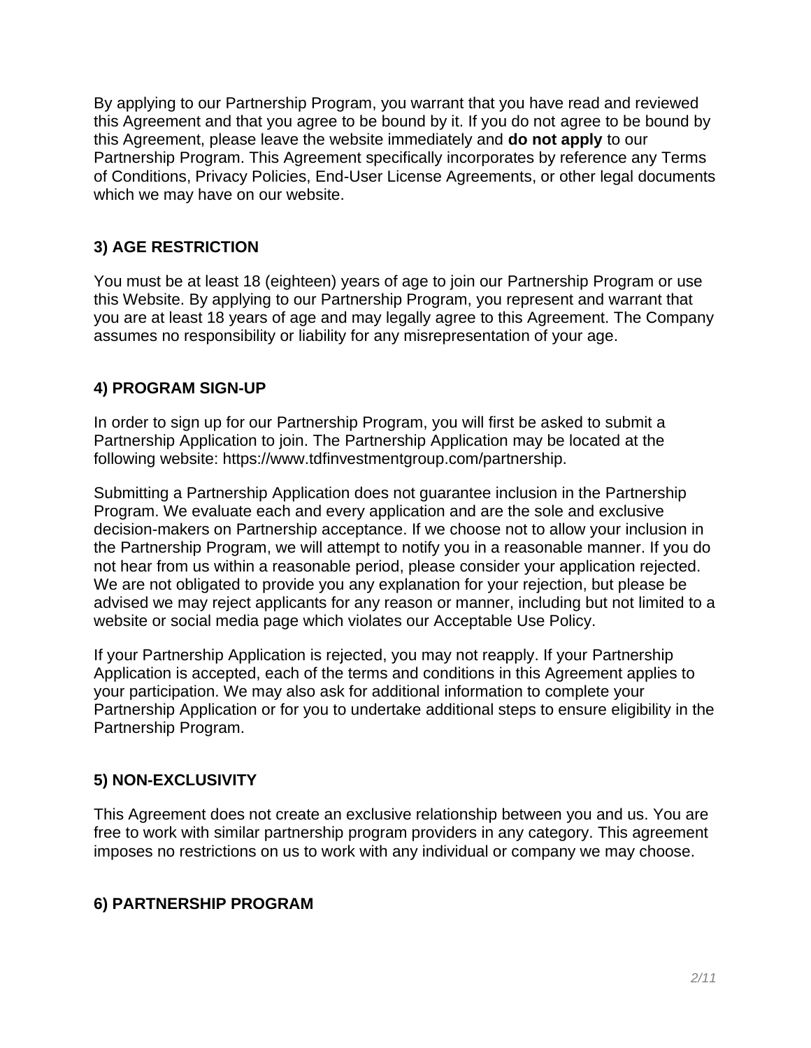By applying to our Partnership Program, you warrant that you have read and reviewed this Agreement and that you agree to be bound by it. If you do not agree to be bound by this Agreement, please leave the website immediately and **do not apply** to our Partnership Program. This Agreement specifically incorporates by reference any Terms of Conditions, Privacy Policies, End-User License Agreements, or other legal documents which we may have on our website.

### 3) AGE RESTRICTION

You must be at least 18 (eighteen) years of age to join our Partnership Program or use this Website. By applying to our Partnership Program, you represent and warrant that you are at least 18 years of age and may legally agree to this Agreement. The Company assumes no responsibility or liability for any misrepresentation of your age.

### 4) PROGRAM SIGN-UP

In order to sign up for our Partnership Program, you will first be asked to submit a Partnership Application to join. The Partnership Application may be located at the following website: https://www.tdfinvestmentgroup.com/partnership.

Submitting a Partnership Application does not guarantee inclusion in the Partnership Program. We evaluate each and every application and are the sole and exclusive decision-makers on Partnership acceptance. If we choose not to allow your inclusion in the Partnership Program, we will attempt to notify you in a reasonable manner. If you do not hear from us within a reasonable period, please consider your application rejected. We are not obligated to provide you any explanation for your rejection, but please be advised we may reject applicants for any reason or manner, including but not limited to a website or social media page which violates our Acceptable Use Policy.

If your Partnership Application is rejected, you may not reapply. If your Partnership Application is accepted, each of the terms and conditions in this Agreement applies to your participation. We may also ask for additional information to complete your Partnership Application or for you to undertake additional steps to ensure eligibility in the Partnership Program.

### 5) NON-EXCLUSIVITY

This Agreement does not create an exclusive relationship between you and us. You are free to work with similar partnership program providers in any category. This agreement imposes no restrictions on us to work with any individual or company we may choose.

### 6) PARTNERSHIP PROGRAM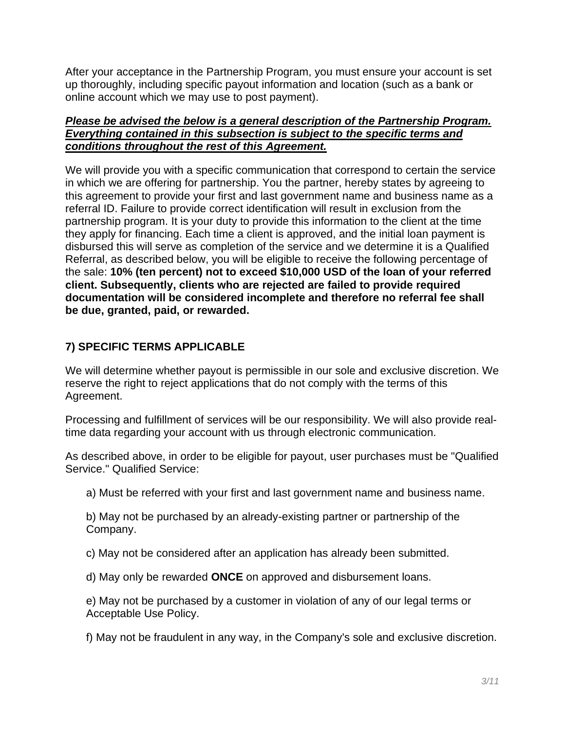After your acceptance in the Partnership Program, you must ensure your account is set up thoroughly, including specific payout information and location (such as a bank or online account which we may use to post payment).

***<u>Please be advised the below is a general description of the Partnership Program. Everything contained in this subsection is subject to the specific terms and conditions throughout the rest of this Agreement.</u>***

We will provide you with a specific communication that correspond to certain the service in which we are offering for partnership. You the partner, hereby states by agreeing to this agreement to provide your first and last government name and business name as a referral ID. Failure to provide correct identification will result in exclusion from the partnership program. It is your duty to provide this information to the client at the time they apply for financing. Each time a client is approved, and the initial loan payment is disbursed this will serve as completion of the service and we determine it is a Qualified Referral, as described below, you will be eligible to receive the following percentage of the sale: **10% (ten percent) not to exceed $10,000 USD of the loan of your referred client. Subsequently, clients who are rejected are failed to provide required documentation will be considered incomplete and therefore no referral fee shall be due, granted, paid, or rewarded.**

## 7) SPECIFIC TERMS APPLICABLE

We will determine whether payout is permissible in our sole and exclusive discretion. We reserve the right to reject applications that do not comply with the terms of this Agreement.

Processing and fulfillment of services will be our responsibility. We will also provide real-time data regarding your account with us through electronic communication.

As described above, in order to be eligible for payout, user purchases must be "Qualified Service." Qualified Service:

a) Must be referred with your first and last government name and business name.

b) May not be purchased by an already-existing partner or partnership of the Company.

c) May not be considered after an application has already been submitted.

d) May only be rewarded **ONCE** on approved and disbursement loans.

e) May not be purchased by a customer in violation of any of our legal terms or Acceptable Use Policy.

f) May not be fraudulent in any way, in the Company's sole and exclusive discretion.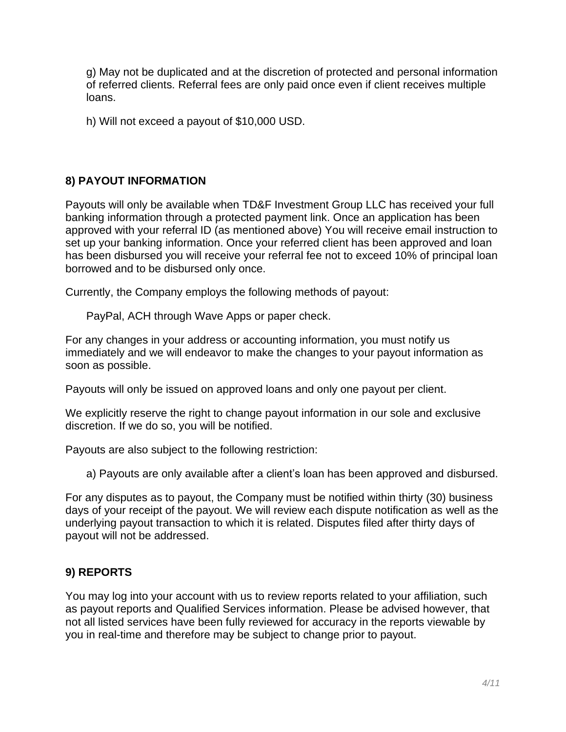g) May not be duplicated and at the discretion of protected and personal information of referred clients. Referral fees are only paid once even if client receives multiple loans.

h) Will not exceed a payout of $10,000 USD.

## 8) PAYOUT INFORMATION

Payouts will only be available when TD&F Investment Group LLC has received your full banking information through a protected payment link. Once an application has been approved with your referral ID (as mentioned above) You will receive email instruction to set up your banking information. Once your referred client has been approved and loan has been disbursed you will receive your referral fee not to exceed 10% of principal loan borrowed and to be disbursed only once.

Currently, the Company employs the following methods of payout:

PayPal, ACH through Wave Apps or paper check.

For any changes in your address or accounting information, you must notify us immediately and we will endeavor to make the changes to your payout information as soon as possible.

Payouts will only be issued on approved loans and only one payout per client.

We explicitly reserve the right to change payout information in our sole and exclusive discretion. If we do so, you will be notified.

Payouts are also subject to the following restriction:

a) Payouts are only available after a client's loan has been approved and disbursed.

For any disputes as to payout, the Company must be notified within thirty (30) business days of your receipt of the payout. We will review each dispute notification as well as the underlying payout transaction to which it is related. Disputes filed after thirty days of payout will not be addressed.

## 9) REPORTS

You may log into your account with us to review reports related to your affiliation, such as payout reports and Qualified Services information. Please be advised however, that not all listed services have been fully reviewed for accuracy in the reports viewable by you in real-time and therefore may be subject to change prior to payout.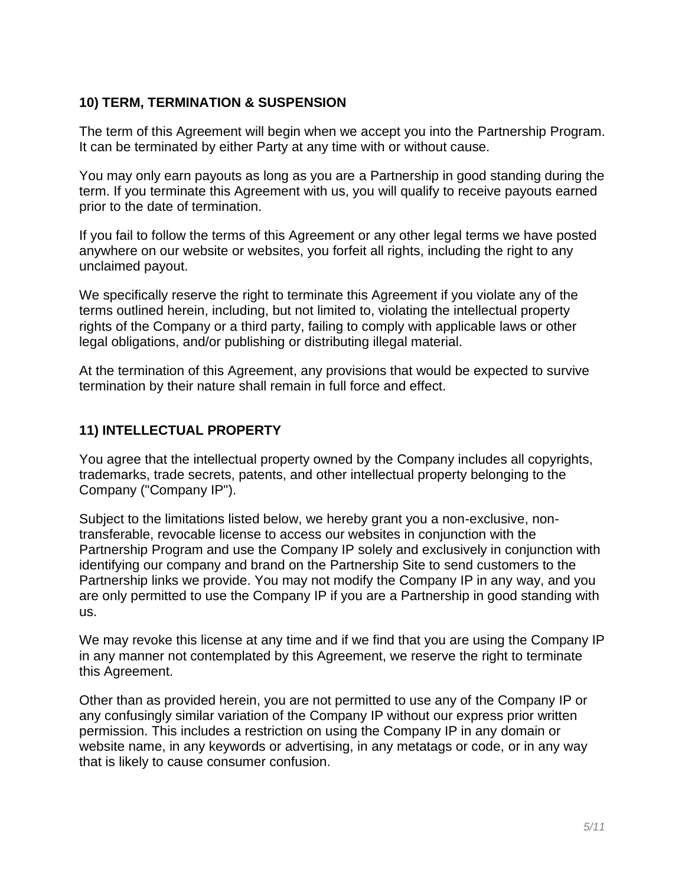### 10) TERM, TERMINATION & SUSPENSION

The term of this Agreement will begin when we accept you into the Partnership Program. It can be terminated by either Party at any time with or without cause.

You may only earn payouts as long as you are a Partnership in good standing during the term. If you terminate this Agreement with us, you will qualify to receive payouts earned prior to the date of termination.

If you fail to follow the terms of this Agreement or any other legal terms we have posted anywhere on our website or websites, you forfeit all rights, including the right to any unclaimed payout.

We specifically reserve the right to terminate this Agreement if you violate any of the terms outlined herein, including, but not limited to, violating the intellectual property rights of the Company or a third party, failing to comply with applicable laws or other legal obligations, and/or publishing or distributing illegal material.

At the termination of this Agreement, any provisions that would be expected to survive termination by their nature shall remain in full force and effect.

### 11) INTELLECTUAL PROPERTY

You agree that the intellectual property owned by the Company includes all copyrights, trademarks, trade secrets, patents, and other intellectual property belonging to the Company ("Company IP").

Subject to the limitations listed below, we hereby grant you a non-exclusive, non-transferable, revocable license to access our websites in conjunction with the Partnership Program and use the Company IP solely and exclusively in conjunction with identifying our company and brand on the Partnership Site to send customers to the Partnership links we provide. You may not modify the Company IP in any way, and you are only permitted to use the Company IP if you are a Partnership in good standing with us.

We may revoke this license at any time and if we find that you are using the Company IP in any manner not contemplated by this Agreement, we reserve the right to terminate this Agreement.

Other than as provided herein, you are not permitted to use any of the Company IP or any confusingly similar variation of the Company IP without our express prior written permission. This includes a restriction on using the Company IP in any domain or website name, in any keywords or advertising, in any metatags or code, or in any way that is likely to cause consumer confusion.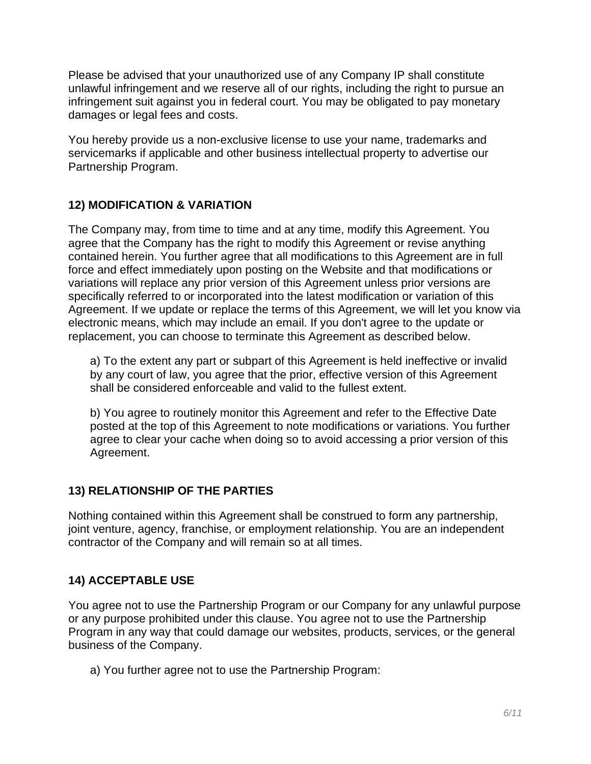Please be advised that your unauthorized use of any Company IP shall constitute unlawful infringement and we reserve all of our rights, including the right to pursue an infringement suit against you in federal court. You may be obligated to pay monetary damages or legal fees and costs.

You hereby provide us a non-exclusive license to use your name, trademarks and servicemarks if applicable and other business intellectual property to advertise our Partnership Program.

## 12) MODIFICATION & VARIATION

The Company may, from time to time and at any time, modify this Agreement. You agree that the Company has the right to modify this Agreement or revise anything contained herein. You further agree that all modifications to this Agreement are in full force and effect immediately upon posting on the Website and that modifications or variations will replace any prior version of this Agreement unless prior versions are specifically referred to or incorporated into the latest modification or variation of this Agreement. If we update or replace the terms of this Agreement, we will let you know via electronic means, which may include an email. If you don't agree to the update or replacement, you can choose to terminate this Agreement as described below.

a) To the extent any part or subpart of this Agreement is held ineffective or invalid by any court of law, you agree that the prior, effective version of this Agreement shall be considered enforceable and valid to the fullest extent.

b) You agree to routinely monitor this Agreement and refer to the Effective Date posted at the top of this Agreement to note modifications or variations. You further agree to clear your cache when doing so to avoid accessing a prior version of this Agreement.

## 13) RELATIONSHIP OF THE PARTIES

Nothing contained within this Agreement shall be construed to form any partnership, joint venture, agency, franchise, or employment relationship. You are an independent contractor of the Company and will remain so at all times.

## 14) ACCEPTABLE USE

You agree not to use the Partnership Program or our Company for any unlawful purpose or any purpose prohibited under this clause. You agree not to use the Partnership Program in any way that could damage our websites, products, services, or the general business of the Company.

a) You further agree not to use the Partnership Program: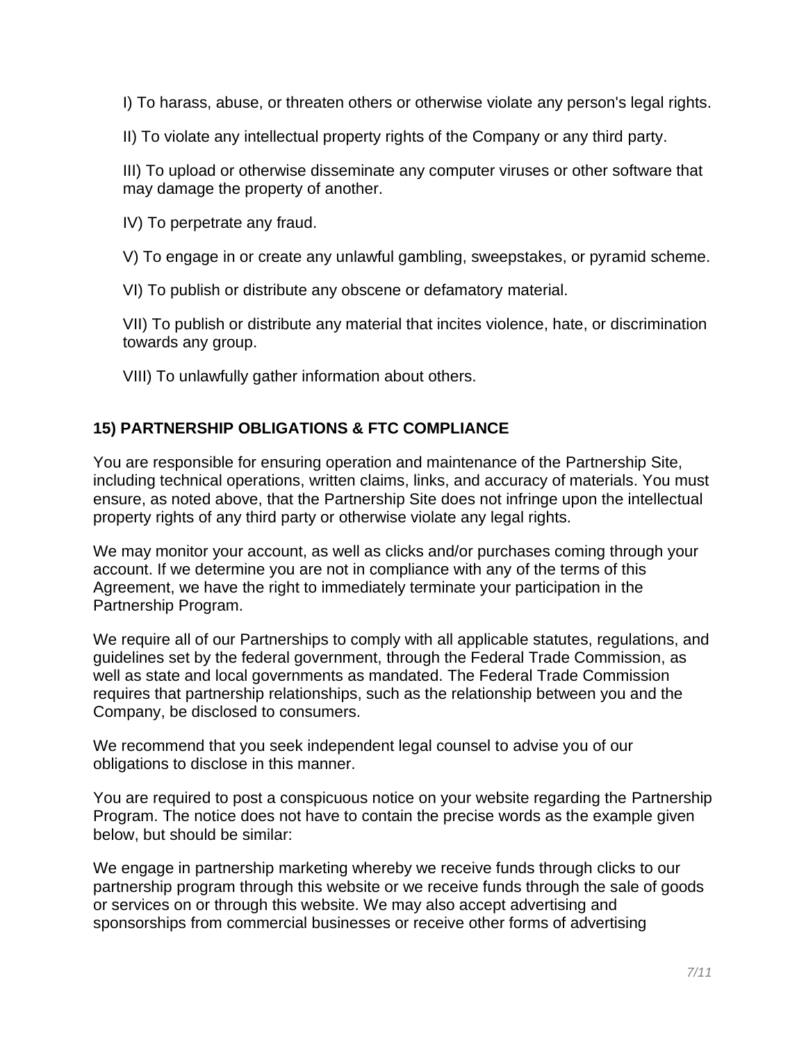I) To harass, abuse, or threaten others or otherwise violate any person's legal rights.

II) To violate any intellectual property rights of the Company or any third party.

III) To upload or otherwise disseminate any computer viruses or other software that may damage the property of another.

IV) To perpetrate any fraud.

V) To engage in or create any unlawful gambling, sweepstakes, or pyramid scheme.

VI) To publish or distribute any obscene or defamatory material.

VII) To publish or distribute any material that incites violence, hate, or discrimination towards any group.

VIII) To unlawfully gather information about others.

**15) PARTNERSHIP OBLIGATIONS & FTC COMPLIANCE**

You are responsible for ensuring operation and maintenance of the Partnership Site, including technical operations, written claims, links, and accuracy of materials. You must ensure, as noted above, that the Partnership Site does not infringe upon the intellectual property rights of any third party or otherwise violate any legal rights.

We may monitor your account, as well as clicks and/or purchases coming through your account. If we determine you are not in compliance with any of the terms of this Agreement, we have the right to immediately terminate your participation in the Partnership Program.

We require all of our Partnerships to comply with all applicable statutes, regulations, and guidelines set by the federal government, through the Federal Trade Commission, as well as state and local governments as mandated. The Federal Trade Commission requires that partnership relationships, such as the relationship between you and the Company, be disclosed to consumers.

We recommend that you seek independent legal counsel to advise you of our obligations to disclose in this manner.

You are required to post a conspicuous notice on your website regarding the Partnership Program. The notice does not have to contain the precise words as the example given below, but should be similar:

We engage in partnership marketing whereby we receive funds through clicks to our partnership program through this website or we receive funds through the sale of goods or services on or through this website. We may also accept advertising and sponsorships from commercial businesses or receive other forms of advertising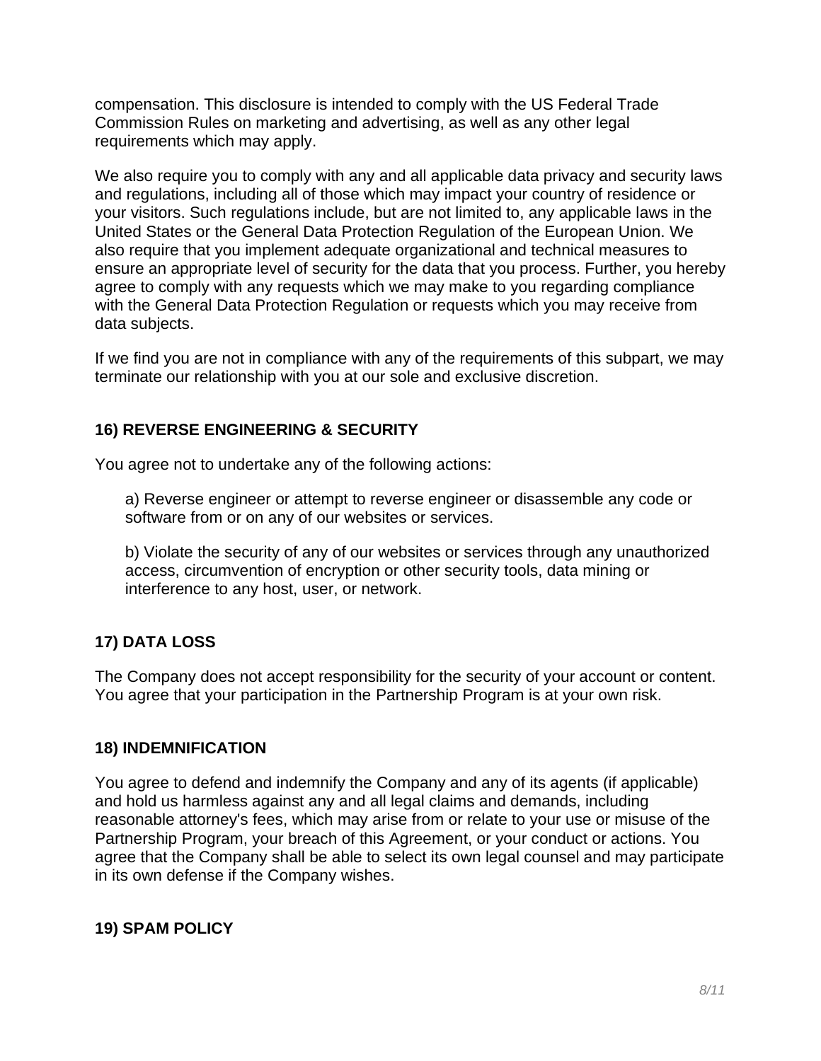compensation. This disclosure is intended to comply with the US Federal Trade Commission Rules on marketing and advertising, as well as any other legal requirements which may apply.

We also require you to comply with any and all applicable data privacy and security laws and regulations, including all of those which may impact your country of residence or your visitors. Such regulations include, but are not limited to, any applicable laws in the United States or the General Data Protection Regulation of the European Union. We also require that you implement adequate organizational and technical measures to ensure an appropriate level of security for the data that you process. Further, you hereby agree to comply with any requests which we may make to you regarding compliance with the General Data Protection Regulation or requests which you may receive from data subjects.

If we find you are not in compliance with any of the requirements of this subpart, we may terminate our relationship with you at our sole and exclusive discretion.

## 16) REVERSE ENGINEERING & SECURITY

You agree not to undertake any of the following actions:

a) Reverse engineer or attempt to reverse engineer or disassemble any code or software from or on any of our websites or services.

b) Violate the security of any of our websites or services through any unauthorized access, circumvention of encryption or other security tools, data mining or interference to any host, user, or network.

## 17) DATA LOSS

The Company does not accept responsibility for the security of your account or content. You agree that your participation in the Partnership Program is at your own risk.

## 18) INDEMNIFICATION

You agree to defend and indemnify the Company and any of its agents (if applicable) and hold us harmless against any and all legal claims and demands, including reasonable attorney's fees, which may arise from or relate to your use or misuse of the Partnership Program, your breach of this Agreement, or your conduct or actions. You agree that the Company shall be able to select its own legal counsel and may participate in its own defense if the Company wishes.

## 19) SPAM POLICY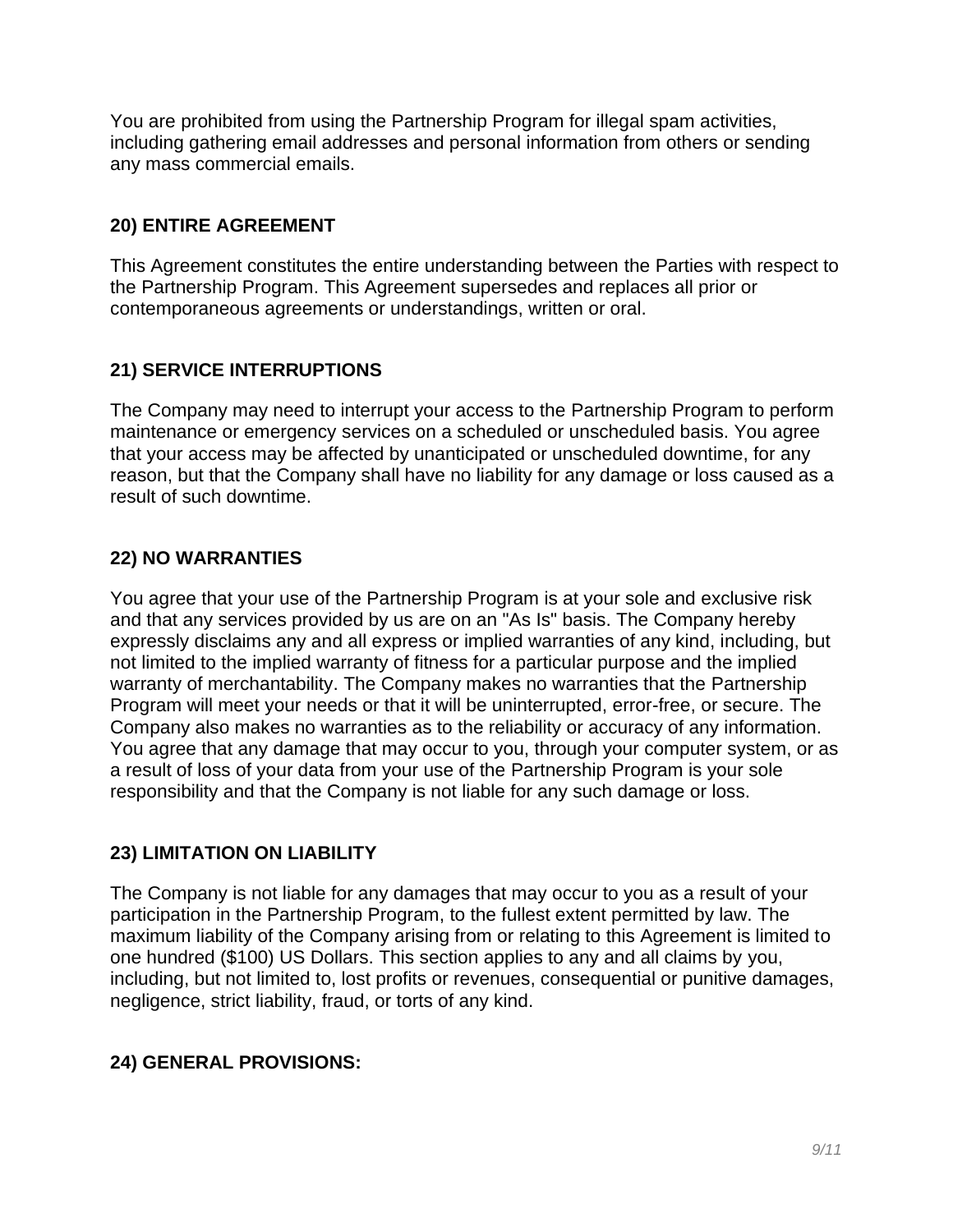You are prohibited from using the Partnership Program for illegal spam activities, including gathering email addresses and personal information from others or sending any mass commercial emails.

## 20) ENTIRE AGREEMENT

This Agreement constitutes the entire understanding between the Parties with respect to the Partnership Program. This Agreement supersedes and replaces all prior or contemporaneous agreements or understandings, written or oral.

## 21) SERVICE INTERRUPTIONS

The Company may need to interrupt your access to the Partnership Program to perform maintenance or emergency services on a scheduled or unscheduled basis. You agree that your access may be affected by unanticipated or unscheduled downtime, for any reason, but that the Company shall have no liability for any damage or loss caused as a result of such downtime.

## 22) NO WARRANTIES

You agree that your use of the Partnership Program is at your sole and exclusive risk and that any services provided by us are on an "As Is" basis. The Company hereby expressly disclaims any and all express or implied warranties of any kind, including, but not limited to the implied warranty of fitness for a particular purpose and the implied warranty of merchantability. The Company makes no warranties that the Partnership Program will meet your needs or that it will be uninterrupted, error-free, or secure. The Company also makes no warranties as to the reliability or accuracy of any information. You agree that any damage that may occur to you, through your computer system, or as a result of loss of your data from your use of the Partnership Program is your sole responsibility and that the Company is not liable for any such damage or loss.

## 23) LIMITATION ON LIABILITY

The Company is not liable for any damages that may occur to you as a result of your participation in the Partnership Program, to the fullest extent permitted by law. The maximum liability of the Company arising from or relating to this Agreement is limited to one hundred ($100) US Dollars. This section applies to any and all claims by you, including, but not limited to, lost profits or revenues, consequential or punitive damages, negligence, strict liability, fraud, or torts of any kind.

## 24) GENERAL PROVISIONS: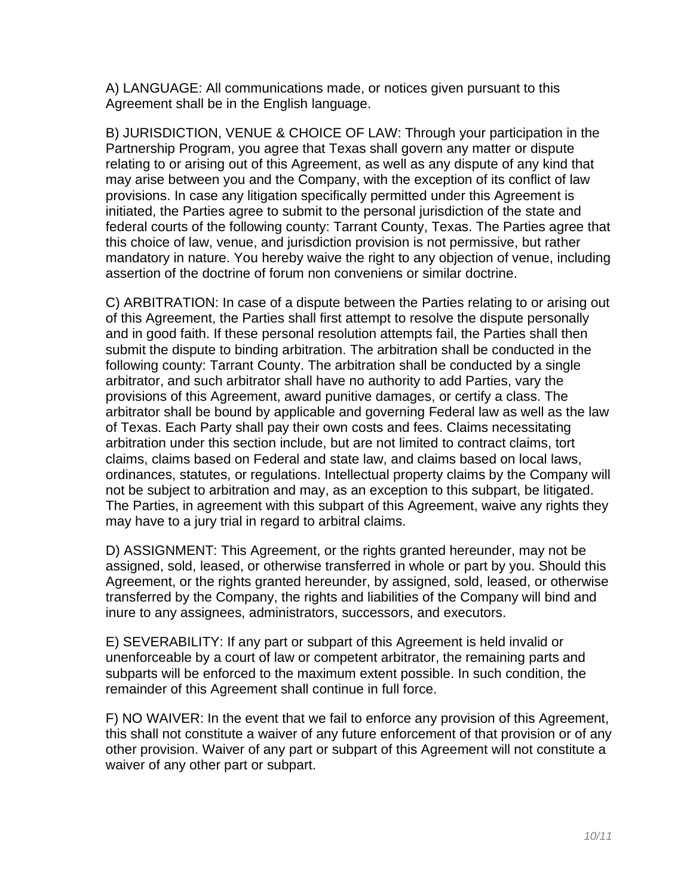A) LANGUAGE: All communications made, or notices given pursuant to this Agreement shall be in the English language.

B) JURISDICTION, VENUE & CHOICE OF LAW: Through your participation in the Partnership Program, you agree that Texas shall govern any matter or dispute relating to or arising out of this Agreement, as well as any dispute of any kind that may arise between you and the Company, with the exception of its conflict of law provisions. In case any litigation specifically permitted under this Agreement is initiated, the Parties agree to submit to the personal jurisdiction of the state and federal courts of the following county: Tarrant County, Texas. The Parties agree that this choice of law, venue, and jurisdiction provision is not permissive, but rather mandatory in nature. You hereby waive the right to any objection of venue, including assertion of the doctrine of forum non conveniens or similar doctrine.

C) ARBITRATION: In case of a dispute between the Parties relating to or arising out of this Agreement, the Parties shall first attempt to resolve the dispute personally and in good faith. If these personal resolution attempts fail, the Parties shall then submit the dispute to binding arbitration. The arbitration shall be conducted in the following county: Tarrant County. The arbitration shall be conducted by a single arbitrator, and such arbitrator shall have no authority to add Parties, vary the provisions of this Agreement, award punitive damages, or certify a class. The arbitrator shall be bound by applicable and governing Federal law as well as the law of Texas. Each Party shall pay their own costs and fees. Claims necessitating arbitration under this section include, but are not limited to contract claims, tort claims, claims based on Federal and state law, and claims based on local laws, ordinances, statutes, or regulations. Intellectual property claims by the Company will not be subject to arbitration and may, as an exception to this subpart, be litigated. The Parties, in agreement with this subpart of this Agreement, waive any rights they may have to a jury trial in regard to arbitral claims.

D) ASSIGNMENT: This Agreement, or the rights granted hereunder, may not be assigned, sold, leased, or otherwise transferred in whole or part by you. Should this Agreement, or the rights granted hereunder, by assigned, sold, leased, or otherwise transferred by the Company, the rights and liabilities of the Company will bind and inure to any assignees, administrators, successors, and executors.

E) SEVERABILITY: If any part or subpart of this Agreement is held invalid or unenforceable by a court of law or competent arbitrator, the remaining parts and subparts will be enforced to the maximum extent possible. In such condition, the remainder of this Agreement shall continue in full force.

F) NO WAIVER: In the event that we fail to enforce any provision of this Agreement, this shall not constitute a waiver of any future enforcement of that provision or of any other provision. Waiver of any part or subpart of this Agreement will not constitute a waiver of any other part or subpart.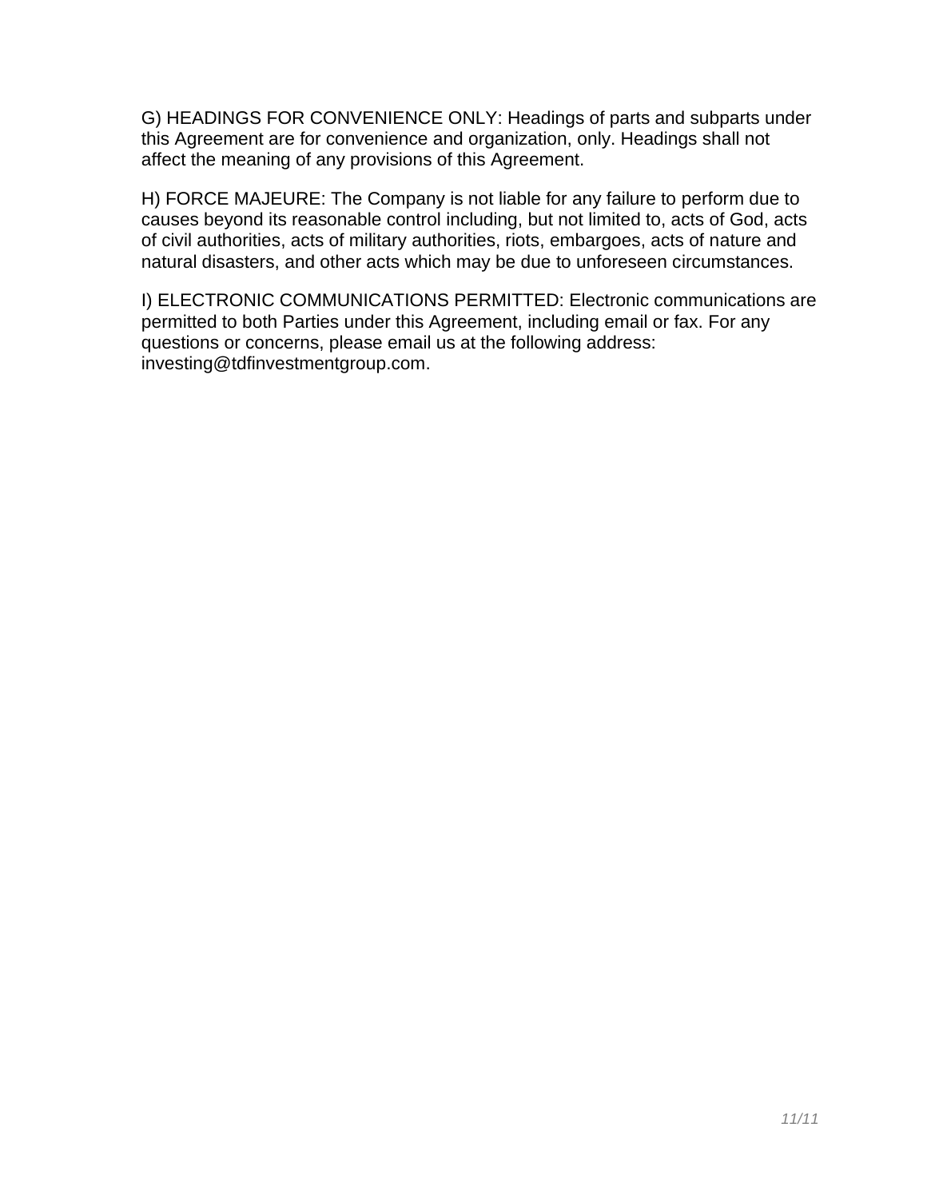G) HEADINGS FOR CONVENIENCE ONLY: Headings of parts and subparts under this Agreement are for convenience and organization, only. Headings shall not affect the meaning of any provisions of this Agreement.

H) FORCE MAJEURE: The Company is not liable for any failure to perform due to causes beyond its reasonable control including, but not limited to, acts of God, acts of civil authorities, acts of military authorities, riots, embargoes, acts of nature and natural disasters, and other acts which may be due to unforeseen circumstances.

I) ELECTRONIC COMMUNICATIONS PERMITTED: Electronic communications are permitted to both Parties under this Agreement, including email or fax. For any questions or concerns, please email us at the following address: investing@tdfinvestmentgroup.com.